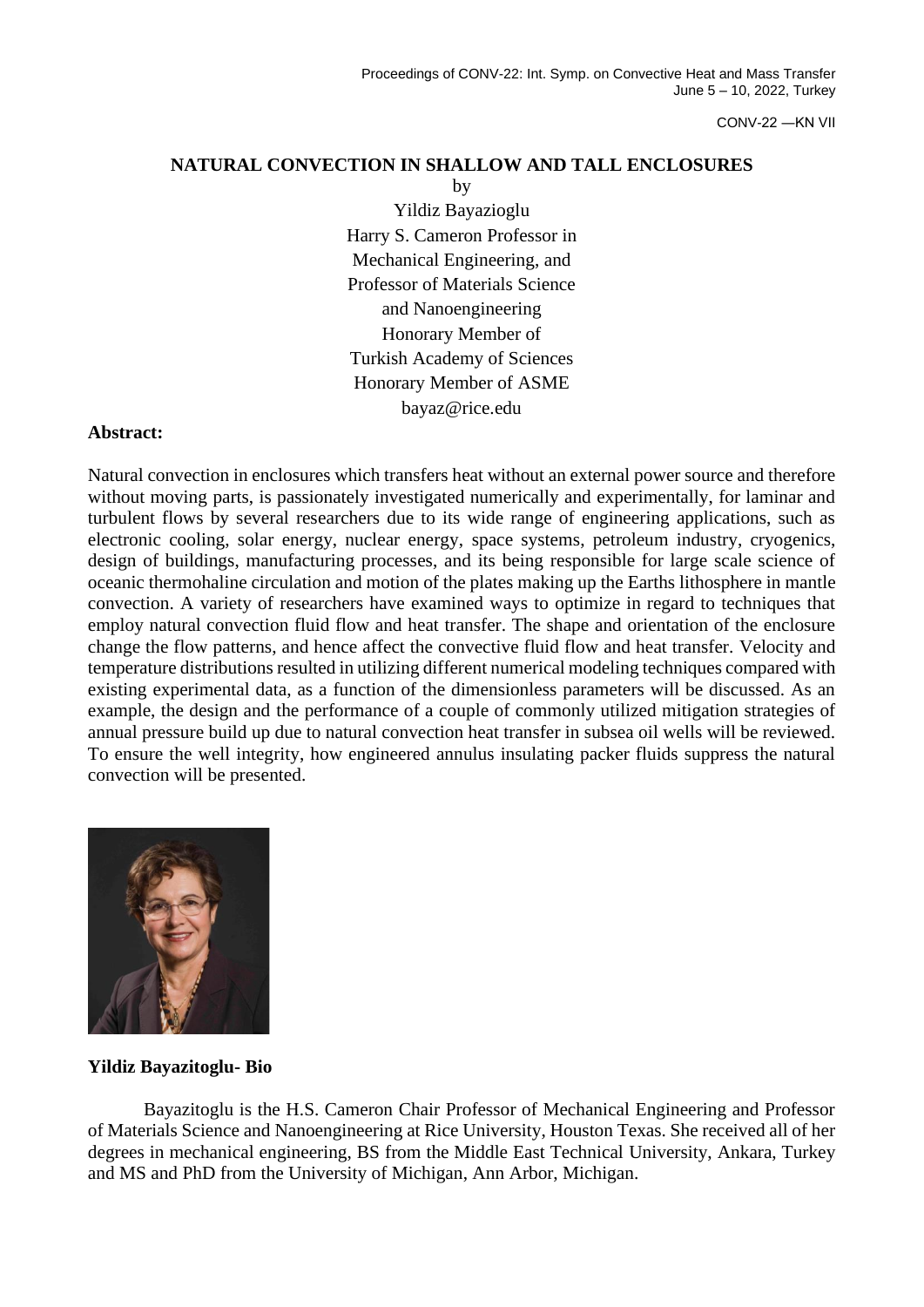CONV-22 —KN VII

# NATURAL CONVECTION IN SHALLOW AND TALL ENCLOSURES

by

Yildiz Bayazioglu
Harry S. Cameron Professor in
Mechanical Engineering, and
Professor of Materials Science
and Nanoengineering
Honorary Member of
Turkish Academy of Sciences
Honorary Member of ASME
bayaz@rice.edu

**Abstract:**

Natural convection in enclosures which transfers heat without an external power source and therefore without moving parts, is passionately investigated numerically and experimentally, for laminar and turbulent flows by several researchers due to its wide range of engineering applications, such as electronic cooling, solar energy, nuclear energy, space systems, petroleum industry, cryogenics, design of buildings, manufacturing processes, and its being responsible for large scale science of oceanic thermohaline circulation and motion of the plates making up the Earths lithosphere in mantle convection. A variety of researchers have examined ways to optimize in regard to techniques that employ natural convection fluid flow and heat transfer. The shape and orientation of the enclosure change the flow patterns, and hence affect the convective fluid flow and heat transfer. Velocity and temperature distributions resulted in utilizing different numerical modeling techniques compared with existing experimental data, as a function of the dimensionless parameters will be discussed. As an example, the design and the performance of a couple of commonly utilized mitigation strategies of annual pressure build up due to natural convection heat transfer in subsea oil wells will be reviewed. To ensure the well integrity, how engineered annulus insulating packer fluids suppress the natural convection will be presented.

**Yildiz Bayazitoglu- Bio**

Bayazitoglu is the H.S. Cameron Chair Professor of Mechanical Engineering and Professor of Materials Science and Nanoengineering at Rice University, Houston Texas. She received all of her degrees in mechanical engineering, BS from the Middle East Technical University, Ankara, Turkey and MS and PhD from the University of Michigan, Ann Arbor, Michigan.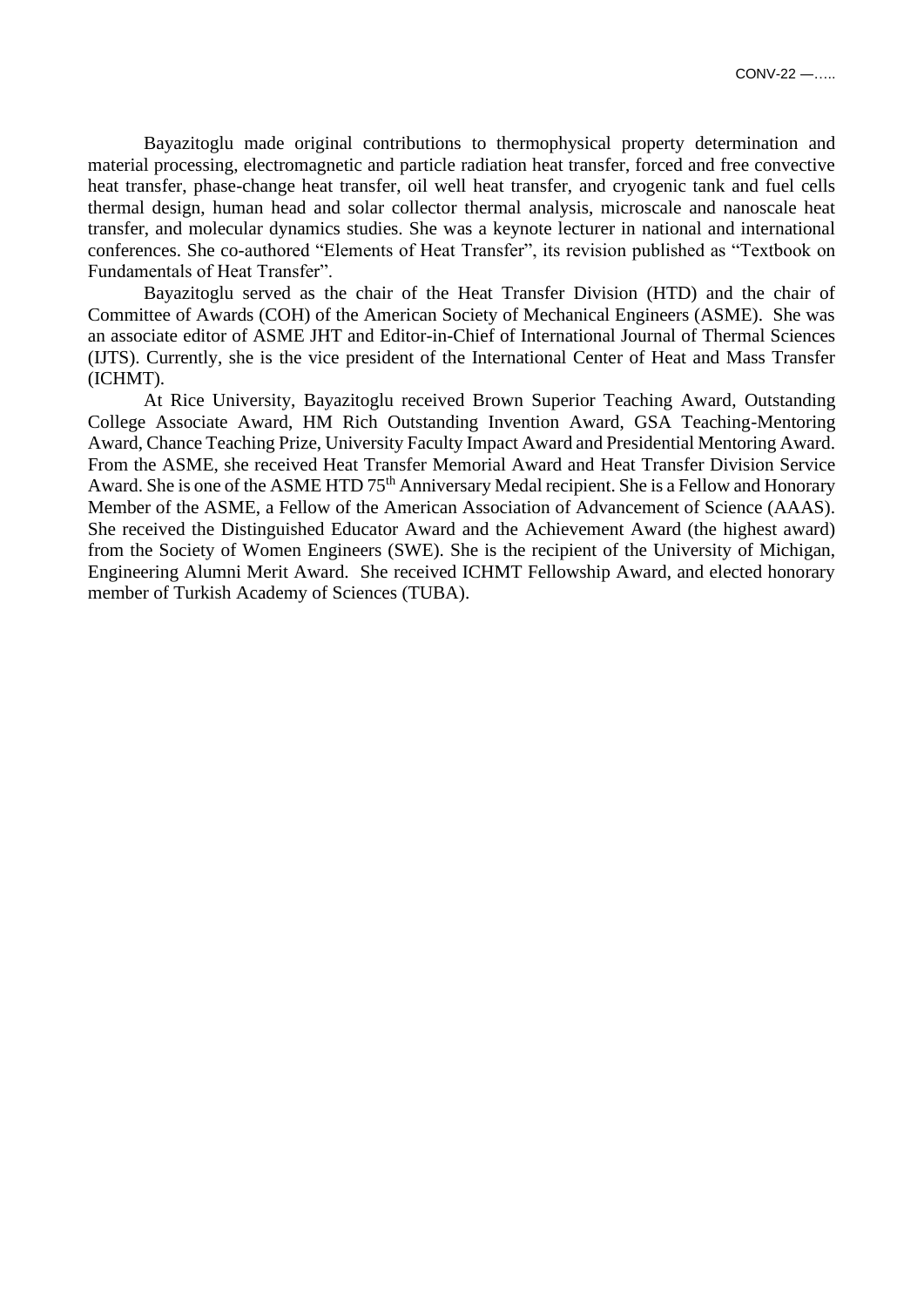Bayazitoglu made original contributions to thermophysical property determination and material processing, electromagnetic and particle radiation heat transfer, forced and free convective heat transfer, phase-change heat transfer, oil well heat transfer, and cryogenic tank and fuel cells thermal design, human head and solar collector thermal analysis, microscale and nanoscale heat transfer, and molecular dynamics studies. She was a keynote lecturer in national and international conferences. She co-authored "Elements of Heat Transfer", its revision published as "Textbook on Fundamentals of Heat Transfer".

Bayazitoglu served as the chair of the Heat Transfer Division (HTD) and the chair of Committee of Awards (COH) of the American Society of Mechanical Engineers (ASME). She was an associate editor of ASME JHT and Editor-in-Chief of International Journal of Thermal Sciences (IJTS). Currently, she is the vice president of the International Center of Heat and Mass Transfer (ICHMT).

At Rice University, Bayazitoglu received Brown Superior Teaching Award, Outstanding College Associate Award, HM Rich Outstanding Invention Award, GSA Teaching-Mentoring Award, Chance Teaching Prize, University Faculty Impact Award and Presidential Mentoring Award. From the ASME, she received Heat Transfer Memorial Award and Heat Transfer Division Service Award. She is one of the ASME HTD 75$^{th}$ Anniversary Medal recipient. She is a Fellow and Honorary Member of the ASME, a Fellow of the American Association of Advancement of Science (AAAS). She received the Distinguished Educator Award and the Achievement Award (the highest award) from the Society of Women Engineers (SWE). She is the recipient of the University of Michigan, Engineering Alumni Merit Award. She received ICHMT Fellowship Award, and elected honorary member of Turkish Academy of Sciences (TUBA).